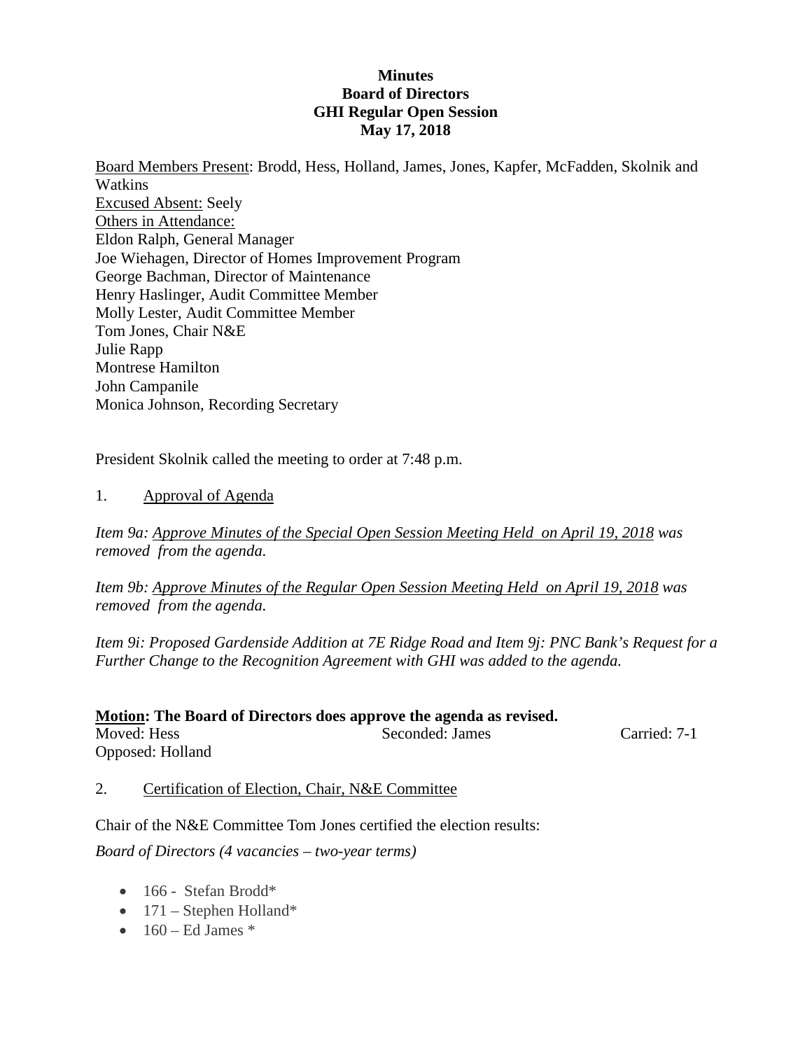**Minutes**
**Board of Directors**
**GHI Regular Open Session**
**May 17, 2018**

Board Members Present: Brodd, Hess, Holland, James, Jones, Kapfer, McFadden, Skolnik and Watkins
Excused Absent: Seely
Others in Attendance:
Eldon Ralph, General Manager
Joe Wiehagen, Director of Homes Improvement Program
George Bachman, Director of Maintenance
Henry Haslinger, Audit Committee Member
Molly Lester, Audit Committee Member
Tom Jones, Chair N&E
Julie Rapp
Montrese Hamilton
John Campanile
Monica Johnson, Recording Secretary

President Skolnik called the meeting to order at 7:48 p.m.

1. Approval of Agenda

*Item 9a: Approve Minutes of the Special Open Session Meeting Held on April 19, 2018 was removed from the agenda.*

*Item 9b: Approve Minutes of the Regular Open Session Meeting Held on April 19, 2018 was removed from the agenda.*

*Item 9i: Proposed Gardenside Addition at 7E Ridge Road and Item 9j: PNC Bank's Request for a Further Change to the Recognition Agreement with GHI was added to the agenda.*

**Motion: The Board of Directors does approve the agenda as revised.**
Moved: Hess Seconded: James Carried: 7-1
Opposed: Holland

2. Certification of Election, Chair, N&E Committee

Chair of the N&E Committee Tom Jones certified the election results:

*Board of Directors (4 vacancies – two-year terms)*

- 166 - Stefan Brodd*
- 171 – Stephen Holland*
- 160 – Ed James *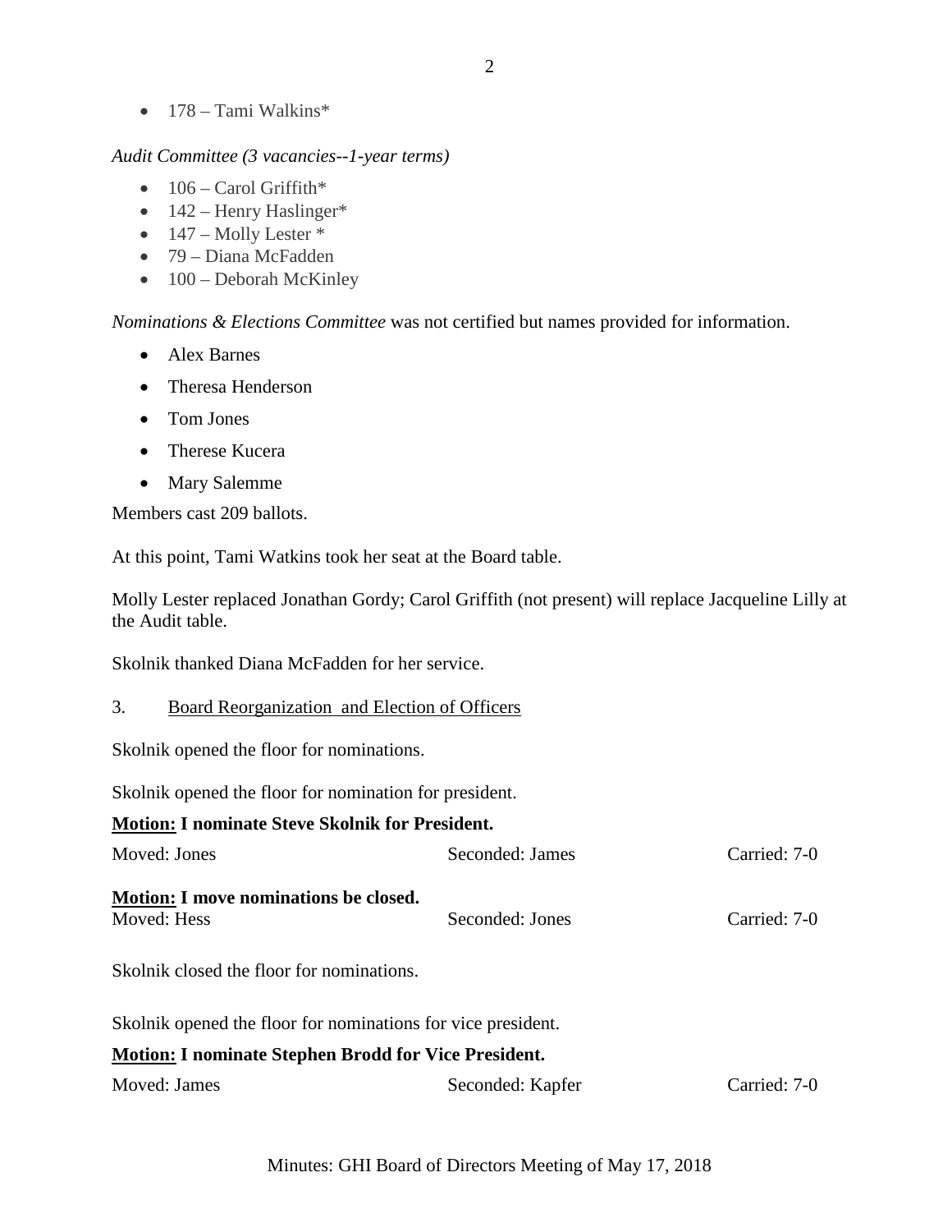- 178 – Tami Walkins*

*Audit Committee (3 vacancies--1-year terms)*

- 106 – Carol Griffith*
- 142 – Henry Haslinger*
- 147 – Molly Lester *
- 79 – Diana McFadden
- 100 – Deborah McKinley

*Nominations & Elections Committee* was not certified but names provided for information.

- Alex Barnes
- Theresa Henderson
- Tom Jones
- Therese Kucera
- Mary Salemme

Members cast 209 ballots.

At this point, Tami Watkins took her seat at the Board table.

Molly Lester replaced Jonathan Gordy; Carol Griffith (not present) will replace Jacqueline Lilly at the Audit table.

Skolnik thanked Diana McFadden for her service.

3. Board Reorganization and Election of Officers

Skolnik opened the floor for nominations.

Skolnik opened the floor for nomination for president.

**Motion: I nominate Steve Skolnik for President.**

Moved: Jones    Seconded: James    Carried: 7-0

**Motion: I move nominations be closed.**

Moved: Hess    Seconded: Jones    Carried: 7-0

Skolnik closed the floor for nominations.

Skolnik opened the floor for nominations for vice president.

**Motion: I nominate Stephen Brodd for Vice President.**

Moved: James    Seconded: Kapfer    Carried: 7-0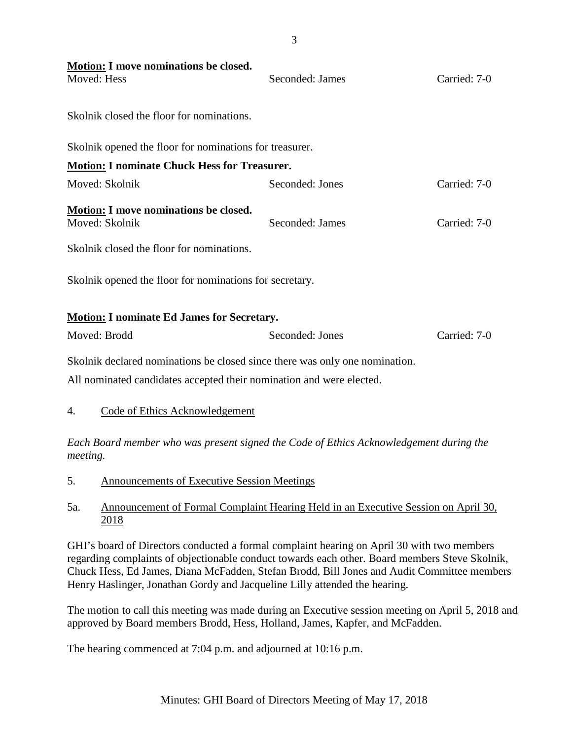**Motion:** **I move nominations be closed.**

Moved: Hess Seconded: James Carried: 7-0

Skolnik closed the floor for nominations.

Skolnik opened the floor for nominations for treasurer.

**Motion:** **I nominate Chuck Hess for Treasurer.**

Moved: Skolnik Seconded: Jones Carried: 7-0

**Motion:** **I move nominations be closed.**

Moved: Skolnik Seconded: James Carried: 7-0

Skolnik closed the floor for nominations.

Skolnik opened the floor for nominations for secretary.

**Motion:** **I nominate Ed James for Secretary.**

Moved: Brodd Seconded: Jones Carried: 7-0

Skolnik declared nominations be closed since there was only one nomination.

All nominated candidates accepted their nomination and were elected.

4. Code of Ethics Acknowledgement

*Each Board member who was present signed the Code of Ethics Acknowledgement during the meeting.*

5. Announcements of Executive Session Meetings

5a. Announcement of Formal Complaint Hearing Held in an Executive Session on April 30, 2018

GHI's board of Directors conducted a formal complaint hearing on April 30 with two members regarding complaints of objectionable conduct towards each other. Board members Steve Skolnik, Chuck Hess, Ed James, Diana McFadden, Stefan Brodd, Bill Jones and Audit Committee members Henry Haslinger, Jonathan Gordy and Jacqueline Lilly attended the hearing.

The motion to call this meeting was made during an Executive session meeting on April 5, 2018 and approved by Board members Brodd, Hess, Holland, James, Kapfer, and McFadden.

The hearing commenced at 7:04 p.m. and adjourned at 10:16 p.m.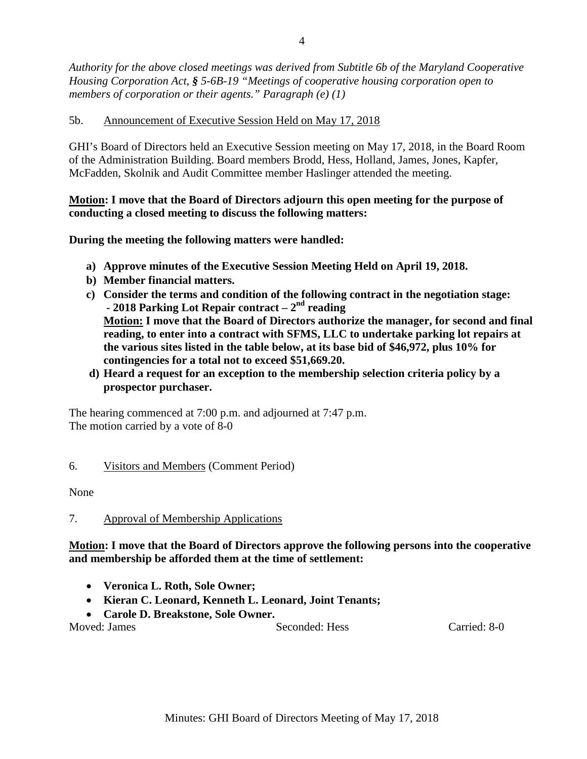*Authority for the above closed meetings was derived from Subtitle 6b of the Maryland Cooperative Housing Corporation Act, § 5-6B-19 "Meetings of cooperative housing corporation open to members of corporation or their agents." Paragraph (e) (1)*

5b. Announcement of Executive Session Held on May 17, 2018

GHI's Board of Directors held an Executive Session meeting on May 17, 2018, in the Board Room of the Administration Building. Board members Brodd, Hess, Holland, James, Jones, Kapfer, McFadden, Skolnik and Audit Committee member Haslinger attended the meeting.

**Motion: I move that the Board of Directors adjourn this open meeting for the purpose of conducting a closed meeting to discuss the following matters:**

**During the meeting the following matters were handled:**

- **a) Approve minutes of the Executive Session Meeting Held on April 19, 2018.**
- **b) Member financial matters.**
- **c) Consider the terms and condition of the following contract in the negotiation stage:**
  **- 2018 Parking Lot Repair contract – 2nd reading**
  **Motion: I move that the Board of Directors authorize the manager, for second and final reading, to enter into a contract with SFMS, LLC to undertake parking lot repairs at the various sites listed in the table below, at its base bid of $46,972, plus 10% for contingencies for a total not to exceed $51,669.20.**
- **d) Heard a request for an exception to the membership selection criteria policy by a prospector purchaser.**

The hearing commenced at 7:00 p.m. and adjourned at 7:47 p.m.
The motion carried by a vote of 8-0

6. Visitors and Members (Comment Period)

None

7. Approval of Membership Applications

**Motion: I move that the Board of Directors approve the following persons into the cooperative and membership be afforded them at the time of settlement:**

- **Veronica L. Roth, Sole Owner;**
- **Kieran C. Leonard, Kenneth L. Leonard, Joint Tenants;**
- **Carole D. Breakstone, Sole Owner.**

Moved: James Seconded: Hess Carried: 8-0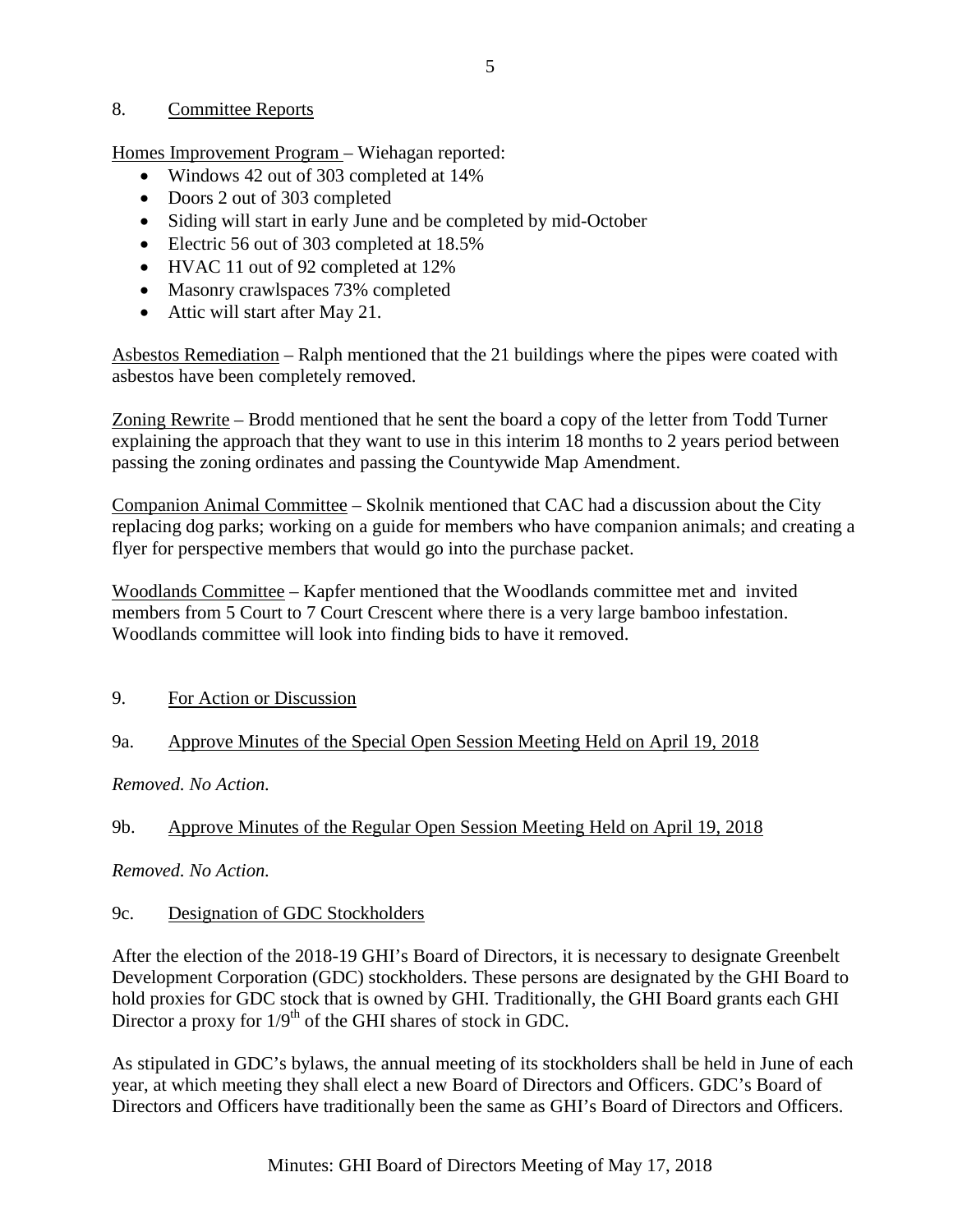## 8. Committee Reports

Homes Improvement Program – Wiehagan reported:

- Windows 42 out of 303 completed at 14%
- Doors 2 out of 303 completed
- Siding will start in early June and be completed by mid-October
- Electric 56 out of 303 completed at 18.5%
- HVAC 11 out of 92 completed at 12%
- Masonry crawlspaces 73% completed
- Attic will start after May 21.

Asbestos Remediation – Ralph mentioned that the 21 buildings where the pipes were coated with asbestos have been completely removed.

Zoning Rewrite – Brodd mentioned that he sent the board a copy of the letter from Todd Turner explaining the approach that they want to use in this interim 18 months to 2 years period between passing the zoning ordinates and passing the Countywide Map Amendment.

Companion Animal Committee – Skolnik mentioned that CAC had a discussion about the City replacing dog parks; working on a guide for members who have companion animals; and creating a flyer for perspective members that would go into the purchase packet.

Woodlands Committee – Kapfer mentioned that the Woodlands committee met and invited members from 5 Court to 7 Court Crescent where there is a very large bamboo infestation. Woodlands committee will look into finding bids to have it removed.

## 9. For Action or Discussion

### 9a. Approve Minutes of the Special Open Session Meeting Held on April 19, 2018

*Removed. No Action.*

### 9b. Approve Minutes of the Regular Open Session Meeting Held on April 19, 2018

*Removed. No Action.*

### 9c. Designation of GDC Stockholders

After the election of the 2018-19 GHI's Board of Directors, it is necessary to designate Greenbelt Development Corporation (GDC) stockholders. These persons are designated by the GHI Board to hold proxies for GDC stock that is owned by GHI. Traditionally, the GHI Board grants each GHI Director a proxy for 1/9th of the GHI shares of stock in GDC.

As stipulated in GDC's bylaws, the annual meeting of its stockholders shall be held in June of each year, at which meeting they shall elect a new Board of Directors and Officers. GDC's Board of Directors and Officers have traditionally been the same as GHI's Board of Directors and Officers.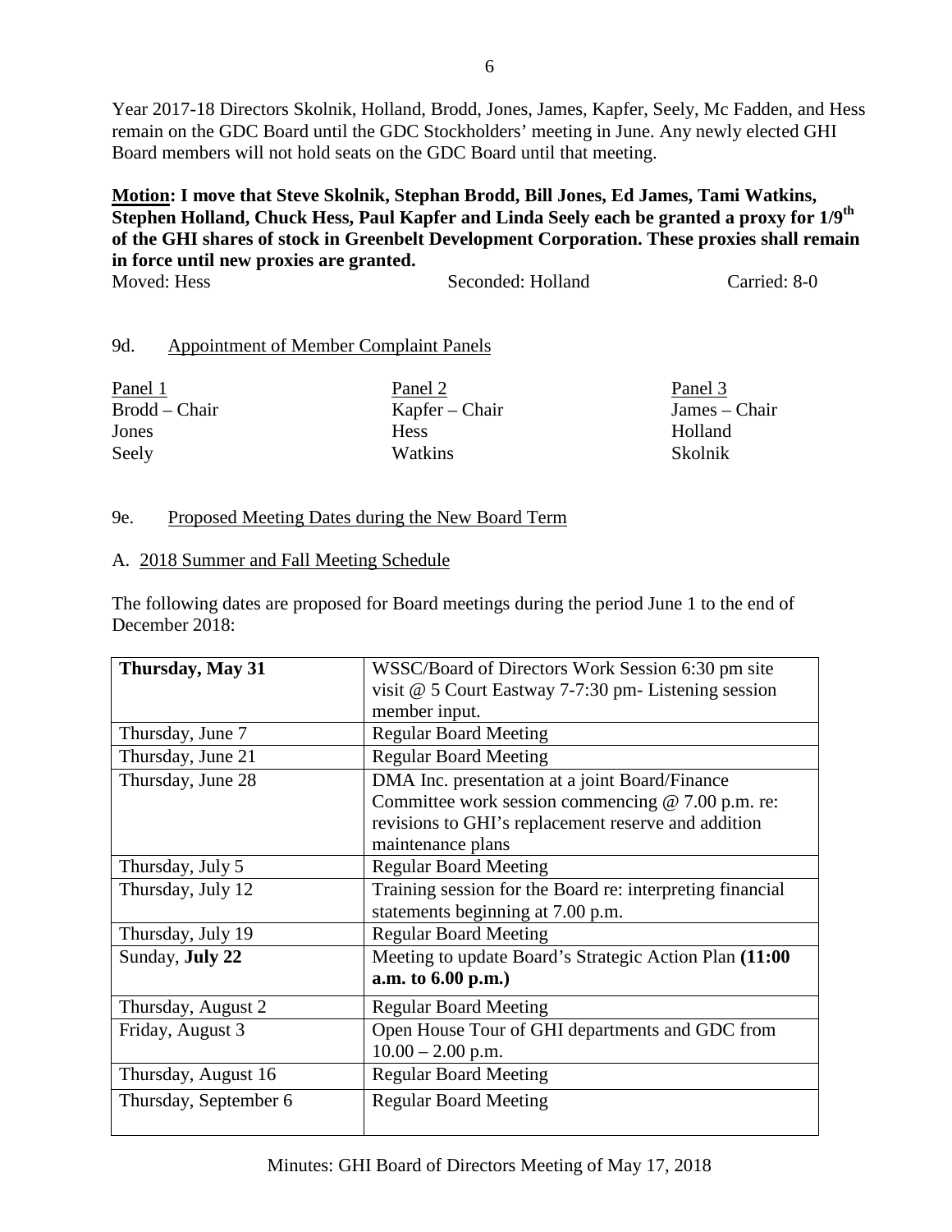Year 2017-18 Directors Skolnik, Holland, Brodd, Jones, James, Kapfer, Seely, Mc Fadden, and Hess remain on the GDC Board until the GDC Stockholders' meeting in June. Any newly elected GHI Board members will not hold seats on the GDC Board until that meeting.

**Motion: I move that Steve Skolnik, Stephan Brodd, Bill Jones, Ed James, Tami Watkins, Stephen Holland, Chuck Hess, Paul Kapfer and Linda Seely each be granted a proxy for 1/9th of the GHI shares of stock in Greenbelt Development Corporation. These proxies shall remain in force until new proxies are granted.**

Moved: Hess Seconded: Holland Carried: 8-0

9d. Appointment of Member Complaint Panels

| Panel 1 | Panel 2 | Panel 3 |
|---|---|---|
| Brodd – Chair | Kapfer – Chair | James – Chair |
| Jones | Hess | Holland |
| Seely | Watkins | Skolnik |

9e. Proposed Meeting Dates during the New Board Term

A. 2018 Summer and Fall Meeting Schedule

The following dates are proposed for Board meetings during the period June 1 to the end of December 2018:

| **Thursday, May 31** | WSSC/Board of Directors Work Session 6:30 pm site visit @ 5 Court Eastway 7-7:30 pm- Listening session member input. |
|---|---|
| Thursday, June 7 | Regular Board Meeting |
| Thursday, June 21 | Regular Board Meeting |
| Thursday, June 28 | DMA Inc. presentation at a joint Board/Finance Committee work session commencing @ 7.00 p.m. re: revisions to GHI's replacement reserve and addition maintenance plans |
| Thursday, July 5 | Regular Board Meeting |
| Thursday, July 12 | Training session for the Board re: interpreting financial statements beginning at 7.00 p.m. |
| Thursday, July 19 | Regular Board Meeting |
| Sunday, **July 22** | Meeting to update Board's Strategic Action Plan **(11:00 a.m. to 6.00 p.m.)** |
| Thursday, August 2 | Regular Board Meeting |
| Friday, August 3 | Open House Tour of GHI departments and GDC from 10.00 – 2.00 p.m. |
| Thursday, August 16 | Regular Board Meeting |
| Thursday, September 6 | Regular Board Meeting |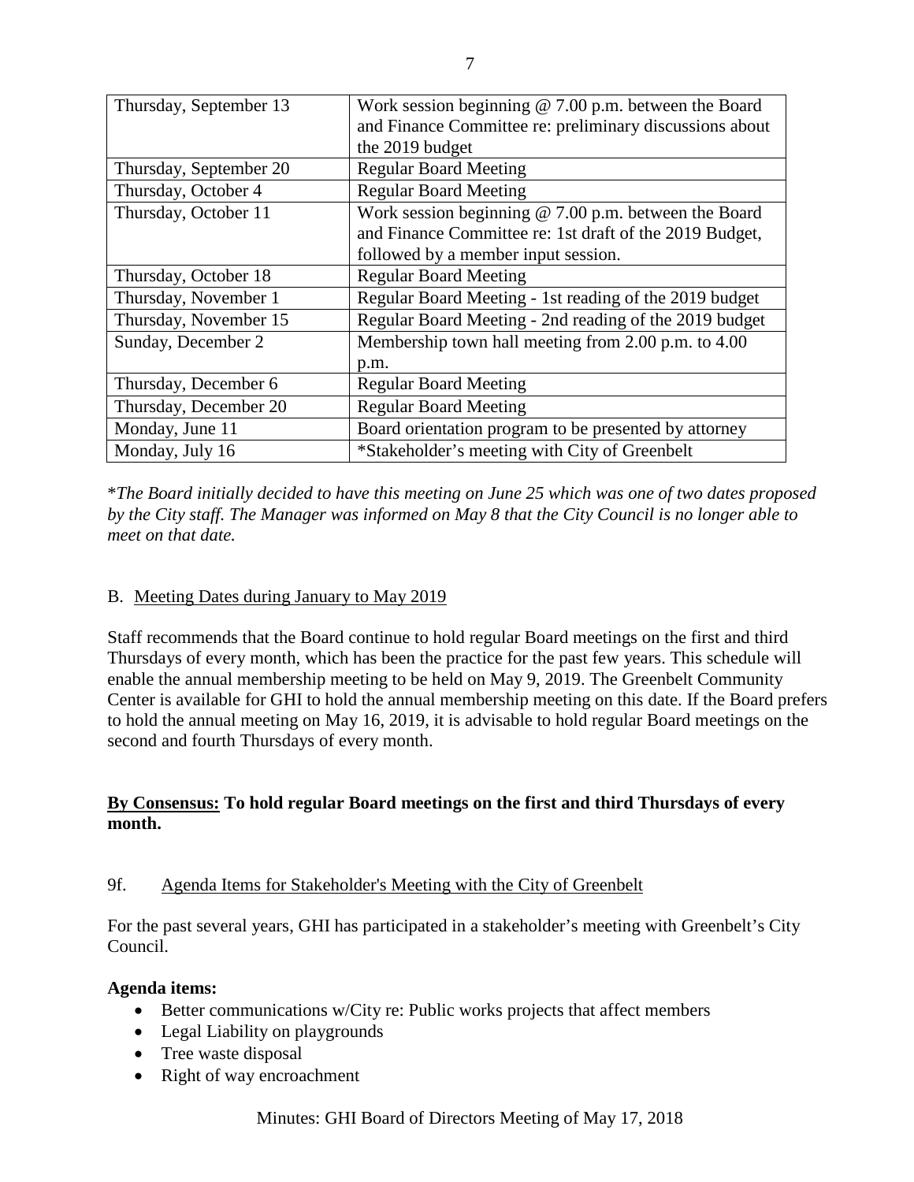| Thursday, September 13 | Work session beginning @ 7.00 p.m. between the Board and Finance Committee re: preliminary discussions about the 2019 budget |
|---|---|
| Thursday, September 20 | Regular Board Meeting |
| Thursday, October 4 | Regular Board Meeting |
| Thursday, October 11 | Work session beginning @ 7.00 p.m. between the Board and Finance Committee re: 1st draft of the 2019 Budget, followed by a member input session. |
| Thursday, October 18 | Regular Board Meeting |
| Thursday, November 1 | Regular Board Meeting - 1st reading of the 2019 budget |
| Thursday, November 15 | Regular Board Meeting - 2nd reading of the 2019 budget |
| Sunday, December 2 | Membership town hall meeting from 2.00 p.m. to 4.00 p.m. |
| Thursday, December 6 | Regular Board Meeting |
| Thursday, December 20 | Regular Board Meeting |
| Monday, June 11 | Board orientation program to be presented by attorney |
| Monday, July 16 | *Stakeholder's meeting with City of Greenbelt |

**The Board initially decided to have this meeting on June 25 which was one of two dates proposed by the City staff. The Manager was informed on May 8 that the City Council is no longer able to meet on that date.*

B. Meeting Dates during January to May 2019

Staff recommends that the Board continue to hold regular Board meetings on the first and third Thursdays of every month, which has been the practice for the past few years. This schedule will enable the annual membership meeting to be held on May 9, 2019. The Greenbelt Community Center is available for GHI to hold the annual membership meeting on this date. If the Board prefers to hold the annual meeting on May 16, 2019, it is advisable to hold regular Board meetings on the second and fourth Thursdays of every month.

**By Consensus: To hold regular Board meetings on the first and third Thursdays of every month.**

9f. Agenda Items for Stakeholder's Meeting with the City of Greenbelt

For the past several years, GHI has participated in a stakeholder's meeting with Greenbelt's City Council.

**Agenda items:**

- Better communications w/City re: Public works projects that affect members
- Legal Liability on playgrounds
- Tree waste disposal
- Right of way encroachment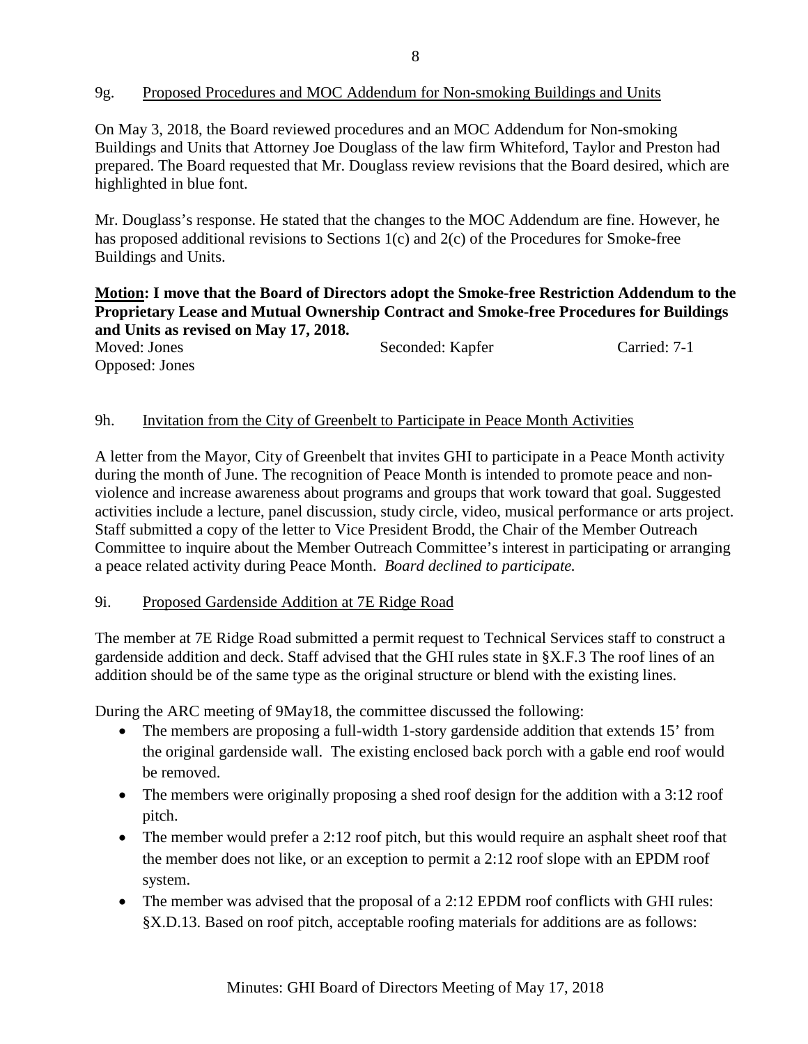9g. Proposed Procedures and MOC Addendum for Non-smoking Buildings and Units

On May 3, 2018, the Board reviewed procedures and an MOC Addendum for Non-smoking Buildings and Units that Attorney Joe Douglass of the law firm Whiteford, Taylor and Preston had prepared. The Board requested that Mr. Douglass review revisions that the Board desired, which are highlighted in blue font.

Mr. Douglass's response. He stated that the changes to the MOC Addendum are fine. However, he has proposed additional revisions to Sections 1(c) and 2(c) of the Procedures for Smoke-free Buildings and Units.

**Motion: I move that the Board of Directors adopt the Smoke-free Restriction Addendum to the Proprietary Lease and Mutual Ownership Contract and Smoke-free Procedures for Buildings and Units as revised on May 17, 2018.**

Moved: Jones    Seconded: Kapfer    Carried: 7-1
Opposed: Jones

9h. Invitation from the City of Greenbelt to Participate in Peace Month Activities

A letter from the Mayor, City of Greenbelt that invites GHI to participate in a Peace Month activity during the month of June. The recognition of Peace Month is intended to promote peace and non-violence and increase awareness about programs and groups that work toward that goal. Suggested activities include a lecture, panel discussion, study circle, video, musical performance or arts project. Staff submitted a copy of the letter to Vice President Brodd, the Chair of the Member Outreach Committee to inquire about the Member Outreach Committee's interest in participating or arranging a peace related activity during Peace Month. *Board declined to participate.*

9i. Proposed Gardenside Addition at 7E Ridge Road

The member at 7E Ridge Road submitted a permit request to Technical Services staff to construct a gardenside addition and deck. Staff advised that the GHI rules state in §X.F.3 The roof lines of an addition should be of the same type as the original structure or blend with the existing lines.

During the ARC meeting of 9May18, the committee discussed the following:

- The members are proposing a full-width 1-story gardenside addition that extends 15' from the original gardenside wall. The existing enclosed back porch with a gable end roof would be removed.
- The members were originally proposing a shed roof design for the addition with a 3:12 roof pitch.
- The member would prefer a 2:12 roof pitch, but this would require an asphalt sheet roof that the member does not like, or an exception to permit a 2:12 roof slope with an EPDM roof system.
- The member was advised that the proposal of a 2:12 EPDM roof conflicts with GHI rules: §X.D.13. Based on roof pitch, acceptable roofing materials for additions are as follows: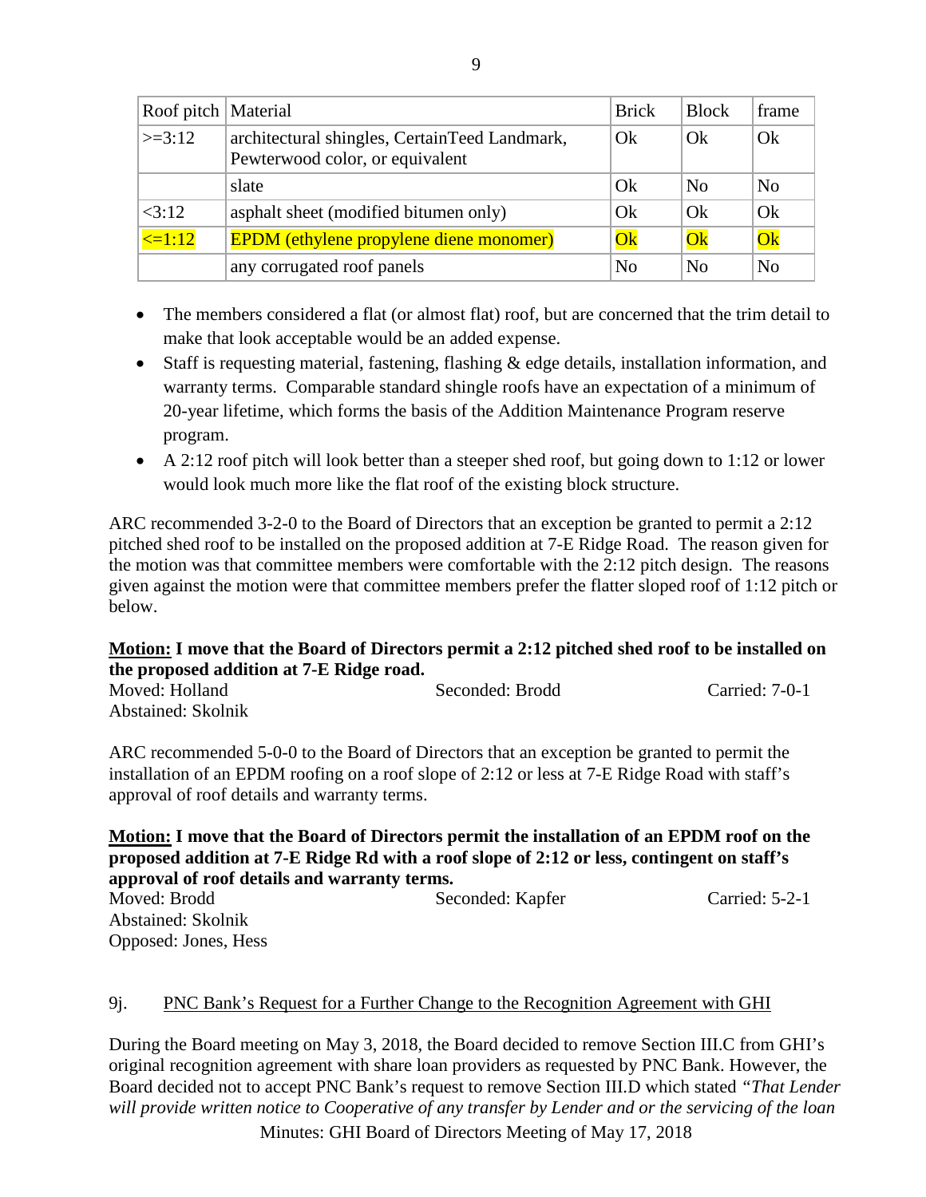| Roof pitch | Material | Brick | Block | frame |
|---|---|---|---|---|
| >=3:12 | architectural shingles, CertainTeed Landmark, Pewterwood color, or equivalent | Ok | Ok | Ok |
| | slate | Ok | No | No |
| <3:12 | asphalt sheet (modified bitumen only) | Ok | Ok | Ok |
| <=1:12 | EPDM (ethylene propylene diene monomer) | Ok | Ok | Ok |
| | any corrugated roof panels | No | No | No |

- The members considered a flat (or almost flat) roof, but are concerned that the trim detail to make that look acceptable would be an added expense.
- Staff is requesting material, fastening, flashing & edge details, installation information, and warranty terms. Comparable standard shingle roofs have an expectation of a minimum of 20-year lifetime, which forms the basis of the Addition Maintenance Program reserve program.
- A 2:12 roof pitch will look better than a steeper shed roof, but going down to 1:12 or lower would look much more like the flat roof of the existing block structure.

ARC recommended 3-2-0 to the Board of Directors that an exception be granted to permit a 2:12 pitched shed roof to be installed on the proposed addition at 7-E Ridge Road. The reason given for the motion was that committee members were comfortable with the 2:12 pitch design. The reasons given against the motion were that committee members prefer the flatter sloped roof of 1:12 pitch or below.

**Motion: I move that the Board of Directors permit a 2:12 pitched shed roof to be installed on the proposed addition at 7-E Ridge road.**

Moved: Holland　　　Seconded: Brodd　　　Carried: 7-0-1
Abstained: Skolnik

ARC recommended 5-0-0 to the Board of Directors that an exception be granted to permit the installation of an EPDM roofing on a roof slope of 2:12 or less at 7-E Ridge Road with staff's approval of roof details and warranty terms.

**Motion: I move that the Board of Directors permit the installation of an EPDM roof on the proposed addition at 7-E Ridge Rd with a roof slope of 2:12 or less, contingent on staff's approval of roof details and warranty terms.**

Moved: Brodd　　　Seconded: Kapfer　　　Carried: 5-2-1
Abstained: Skolnik
Opposed: Jones, Hess

9j. PNC Bank's Request for a Further Change to the Recognition Agreement with GHI

During the Board meeting on May 3, 2018, the Board decided to remove Section III.C from GHI's original recognition agreement with share loan providers as requested by PNC Bank. However, the Board decided not to accept PNC Bank's request to remove Section III.D which stated *"That Lender will provide written notice to Cooperative of any transfer by Lender and or the servicing of the loan*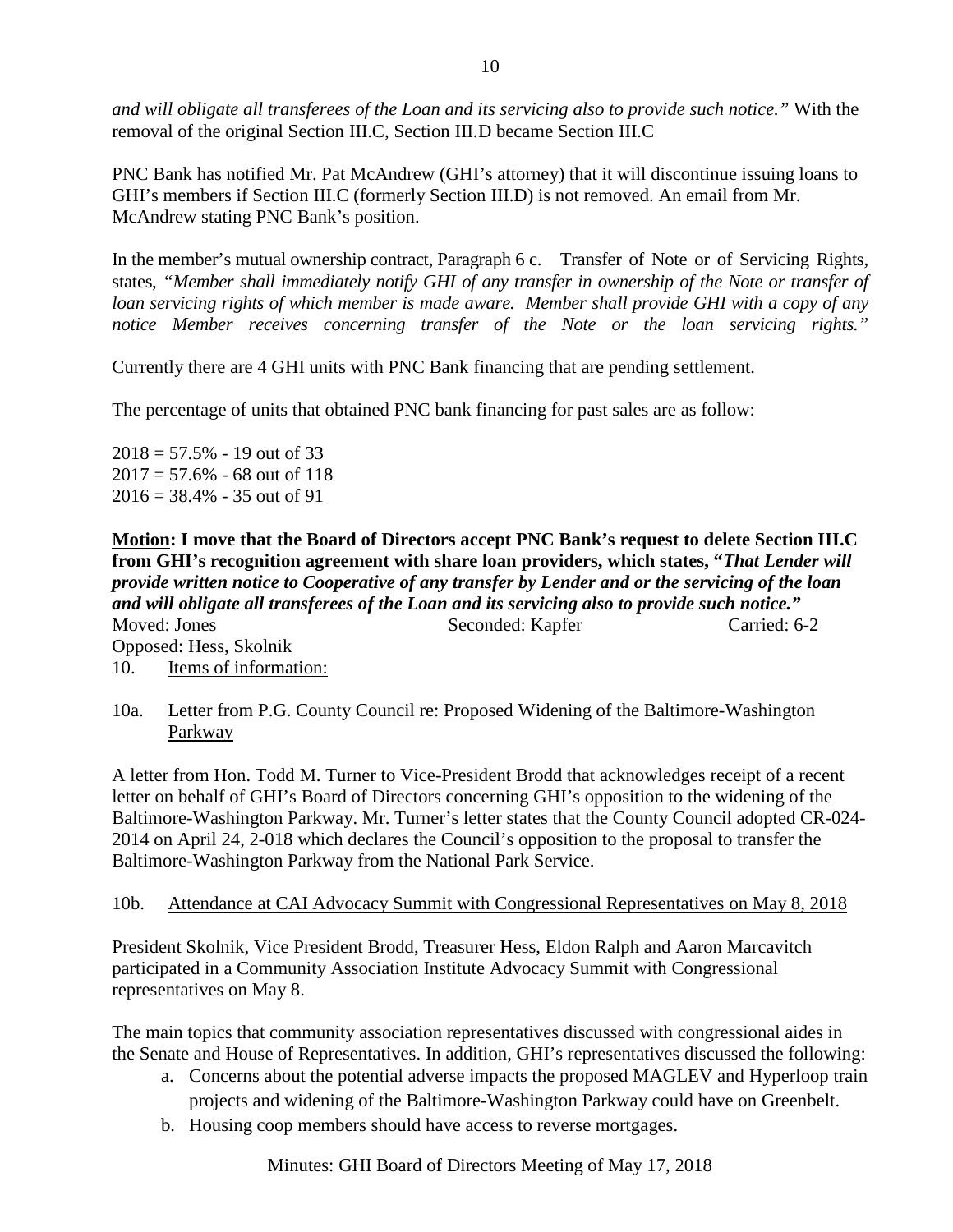*and will obligate all transferees of the Loan and its servicing also to provide such notice."* With the removal of the original Section III.C, Section III.D became Section III.C

PNC Bank has notified Mr. Pat McAndrew (GHI's attorney) that it will discontinue issuing loans to GHI's members if Section III.C (formerly Section III.D) is not removed. An email from Mr. McAndrew stating PNC Bank's position.

In the member's mutual ownership contract, Paragraph 6 c. Transfer of Note or of Servicing Rights, states, "*Member shall immediately notify GHI of any transfer in ownership of the Note or transfer of loan servicing rights of which member is made aware. Member shall provide GHI with a copy of any notice Member receives concerning transfer of the Note or the loan servicing rights.*"

Currently there are 4 GHI units with PNC Bank financing that are pending settlement.

The percentage of units that obtained PNC bank financing for past sales are as follow:

2018 = 57.5% - 19 out of 33
2017 = 57.6% - 68 out of 118
2016 = 38.4% - 35 out of 91

**Motion: I move that the Board of Directors accept PNC Bank's request to delete Section III.C from GHI's recognition agreement with share loan providers, which states, "*That Lender will provide written notice to Cooperative of any transfer by Lender and or the servicing of the loan and will obligate all transferees of the Loan and its servicing also to provide such notice.*"**

Moved: Jones　　　Seconded: Kapfer　　　Carried: 6-2
Opposed: Hess, Skolnik

10. Items of information:

10a. Letter from P.G. County Council re: Proposed Widening of the Baltimore-Washington Parkway

A letter from Hon. Todd M. Turner to Vice-President Brodd that acknowledges receipt of a recent letter on behalf of GHI's Board of Directors concerning GHI's opposition to the widening of the Baltimore-Washington Parkway. Mr. Turner's letter states that the County Council adopted CR-024-2014 on April 24, 2-018 which declares the Council's opposition to the proposal to transfer the Baltimore-Washington Parkway from the National Park Service.

10b. Attendance at CAI Advocacy Summit with Congressional Representatives on May 8, 2018

President Skolnik, Vice President Brodd, Treasurer Hess, Eldon Ralph and Aaron Marcavitch participated in a Community Association Institute Advocacy Summit with Congressional representatives on May 8.

The main topics that community association representatives discussed with congressional aides in the Senate and House of Representatives. In addition, GHI's representatives discussed the following:

a. Concerns about the potential adverse impacts the proposed MAGLEV and Hyperloop train projects and widening of the Baltimore-Washington Parkway could have on Greenbelt.
b. Housing coop members should have access to reverse mortgages.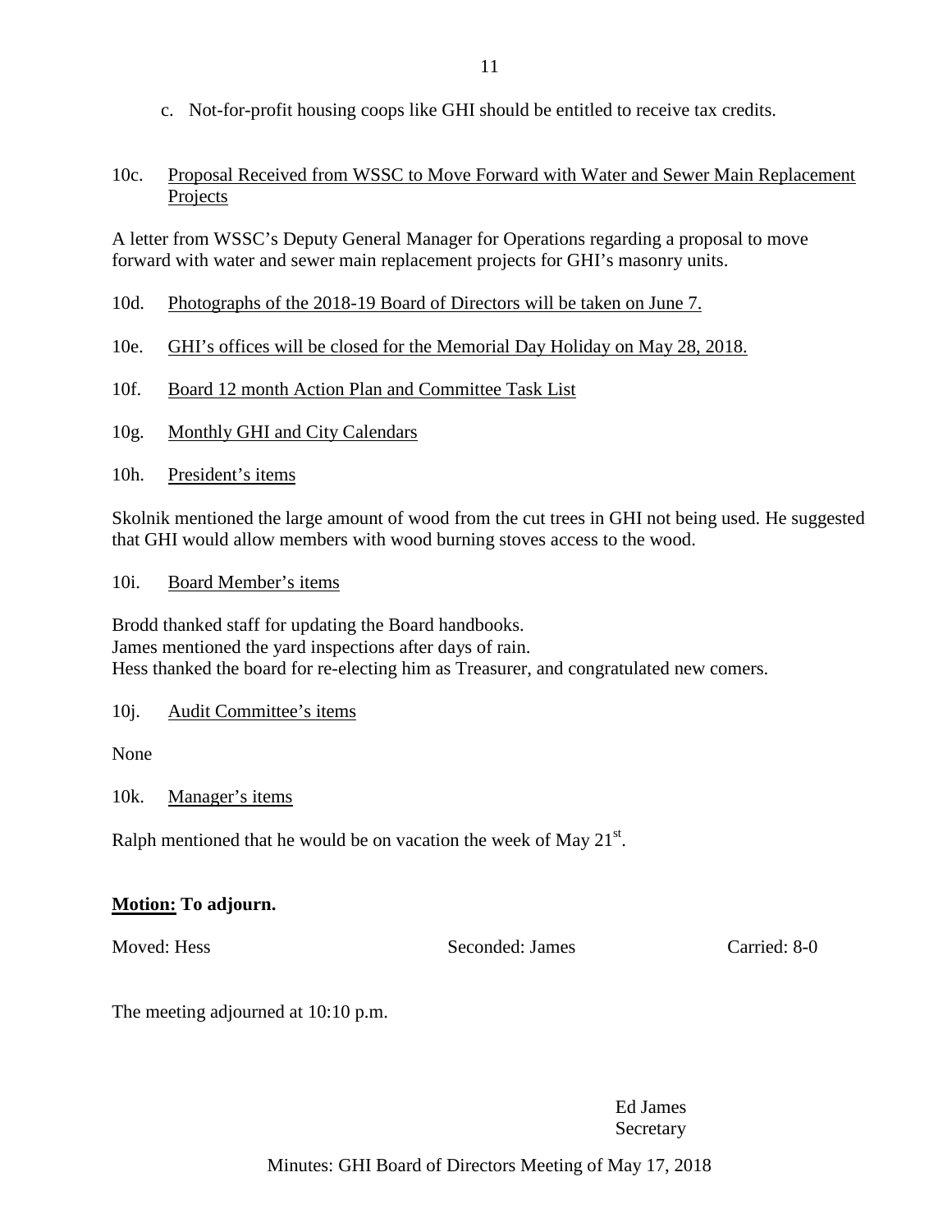c. Not-for-profit housing coops like GHI should be entitled to receive tax credits.

10c. Proposal Received from WSSC to Move Forward with Water and Sewer Main Replacement Projects

A letter from WSSC's Deputy General Manager for Operations regarding a proposal to move forward with water and sewer main replacement projects for GHI's masonry units.

10d. Photographs of the 2018-19 Board of Directors will be taken on June 7.

10e. GHI's offices will be closed for the Memorial Day Holiday on May 28, 2018.

10f. Board 12 month Action Plan and Committee Task List

10g. Monthly GHI and City Calendars

10h. President's items

Skolnik mentioned the large amount of wood from the cut trees in GHI not being used. He suggested that GHI would allow members with wood burning stoves access to the wood.

10i. Board Member's items

Brodd thanked staff for updating the Board handbooks.
James mentioned the yard inspections after days of rain.
Hess thanked the board for re-electing him as Treasurer, and congratulated new comers.

10j. Audit Committee's items

None

10k. Manager's items

Ralph mentioned that he would be on vacation the week of May 21st.

**Motion: To adjourn.**

Moved: Hess Seconded: James Carried: 8-0

The meeting adjourned at 10:10 p.m.

Ed James
Secretary

Minutes: GHI Board of Directors Meeting of May 17, 2018